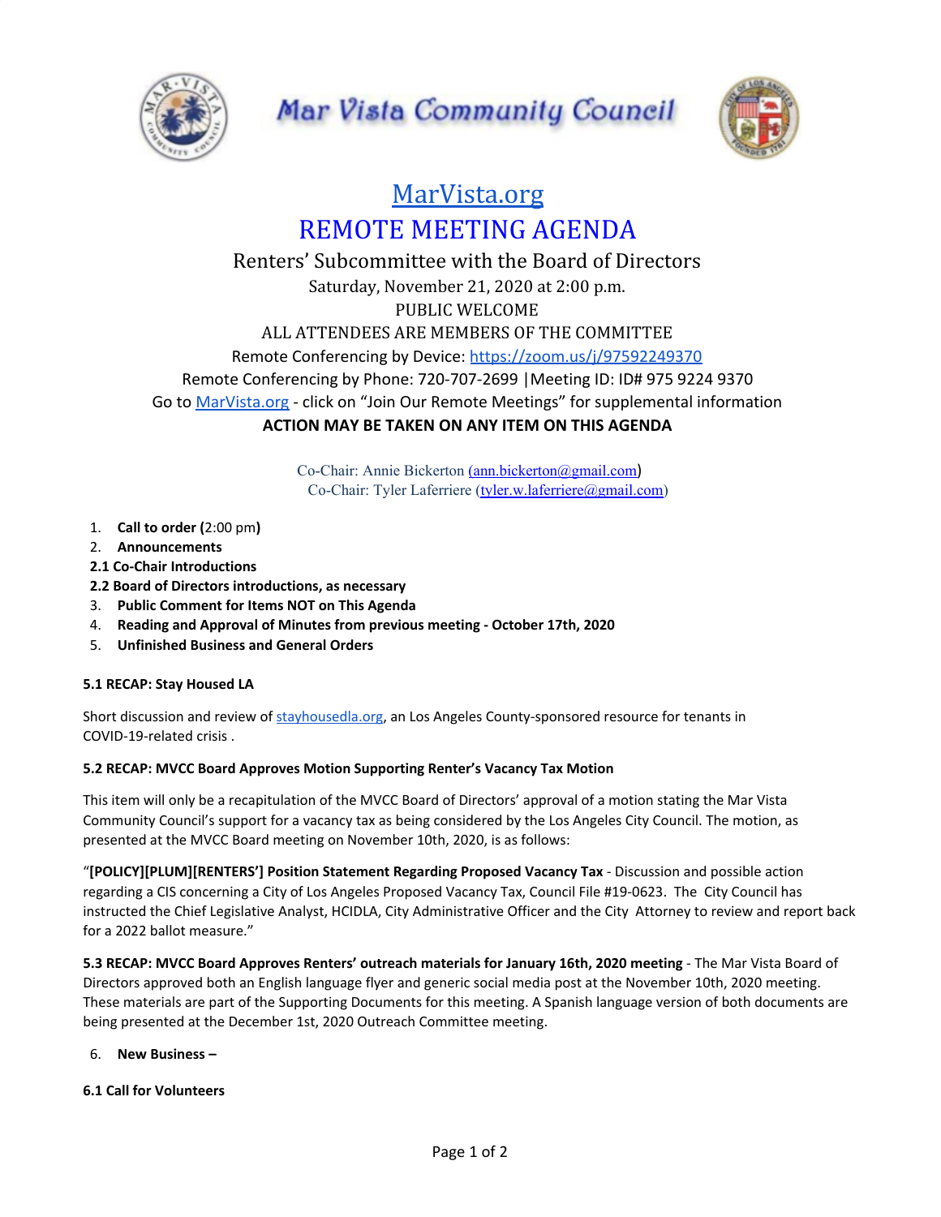# Mar Vista Community Council

## [MarVista.org](https://MarVista.org)

## REMOTE MEETING AGENDA

### Renters' Subcommittee with the Board of Directors

Saturday, November 21, 2020 at 2:00 p.m.

PUBLIC WELCOME

ALL ATTENDEES ARE MEMBERS OF THE COMMITTEE

Remote Conferencing by Device: [https://zoom.us/j/97592249370](https://zoom.us/j/97592249370)

Remote Conferencing by Phone: 720-707-2699 |Meeting ID: ID# 975 9224 9370

Go to [MarVista.org](https://MarVista.org) - click on "Join Our Remote Meetings" for supplemental information

**ACTION MAY BE TAKEN ON ANY ITEM ON THIS AGENDA**

Co-Chair: Annie Bickerton (ann.bickerton@gmail.com)
Co-Chair: Tyler Laferriere (tyler.w.laferriere@gmail.com)

1. **Call to order (**2:00 pm**)**
2. **Announcements**

**2.1 Co-Chair Introductions**

**2.2 Board of Directors introductions, as necessary**

3. **Public Comment for Items NOT on This Agenda**
4. **Reading and Approval of Minutes from previous meeting - October 17th, 2020**
5. **Unfinished Business and General Orders**

**5.1 RECAP: Stay Housed LA**

Short discussion and review of [stayhousedla.org](https://stayhousedla.org), an Los Angeles County-sponsored resource for tenants in COVID-19-related crisis .

**5.2 RECAP: MVCC Board Approves Motion Supporting Renter's Vacancy Tax Motion**

This item will only be a recapitulation of the MVCC Board of Directors' approval of a motion stating the Mar Vista Community Council's support for a vacancy tax as being considered by the Los Angeles City Council. The motion, as presented at the MVCC Board meeting on November 10th, 2020, is as follows:

"**[POLICY][PLUM][RENTERS'] Position Statement Regarding Proposed Vacancy Tax** - Discussion and possible action regarding a CIS concerning a City of Los Angeles Proposed Vacancy Tax, Council File #19-0623. The City Council has instructed the Chief Legislative Analyst, HCIDLA, City Administrative Officer and the City Attorney to review and report back for a 2022 ballot measure."

**5.3 RECAP: MVCC Board Approves Renters' outreach materials for January 16th, 2020 meeting** - The Mar Vista Board of Directors approved both an English language flyer and generic social media post at the November 10th, 2020 meeting. These materials are part of the Supporting Documents for this meeting. A Spanish language version of both documents are being presented at the December 1st, 2020 Outreach Committee meeting.

6. **New Business –**

**6.1 Call for Volunteers**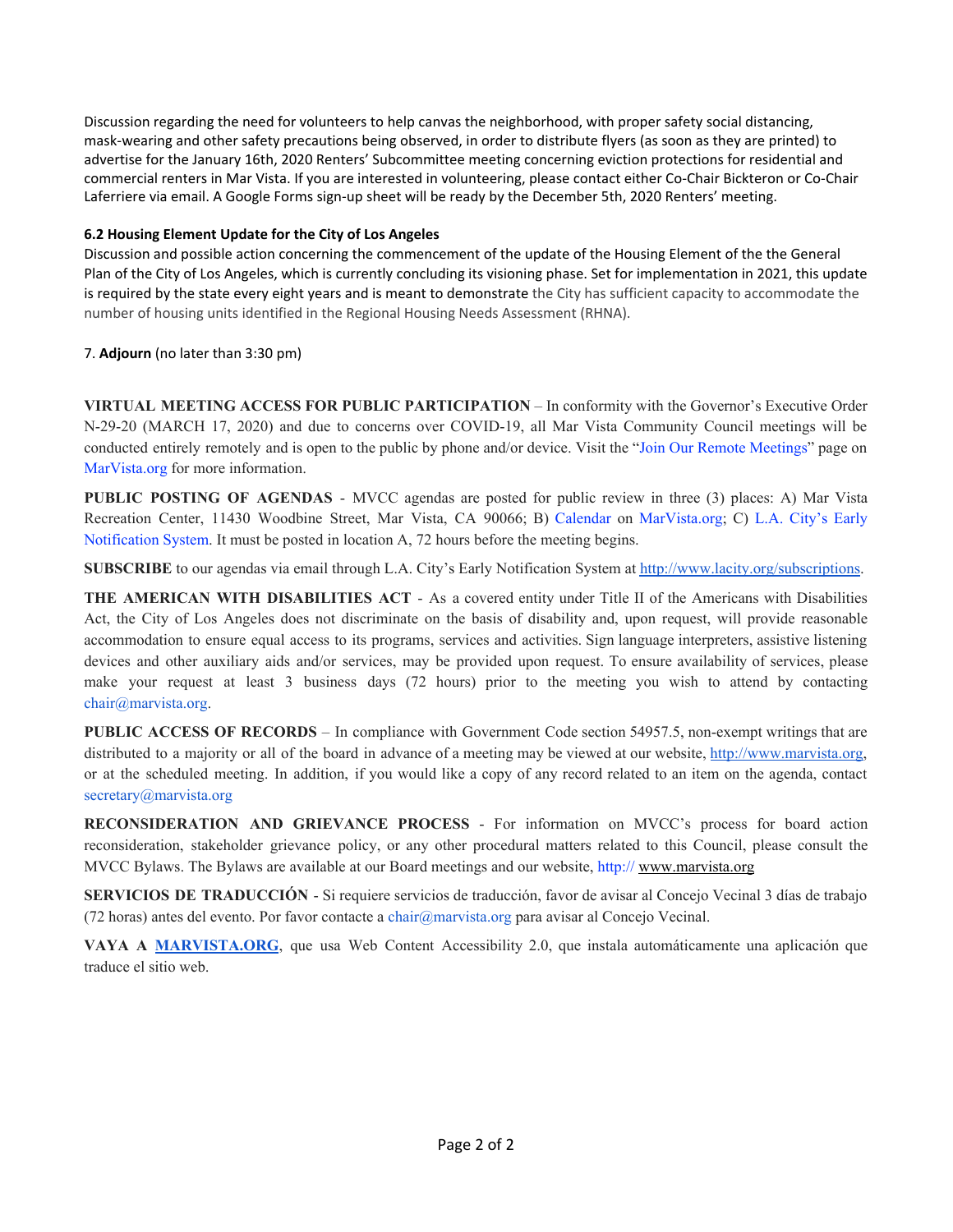Discussion regarding the need for volunteers to help canvas the neighborhood, with proper safety social distancing, mask-wearing and other safety precautions being observed, in order to distribute flyers (as soon as they are printed) to advertise for the January 16th, 2020 Renters' Subcommittee meeting concerning eviction protections for residential and commercial renters in Mar Vista. If you are interested in volunteering, please contact either Co-Chair Bickteron or Co-Chair Laferriere via email. A Google Forms sign-up sheet will be ready by the December 5th, 2020 Renters' meeting.

**6.2 Housing Element Update for the City of Los Angeles**

Discussion and possible action concerning the commencement of the update of the Housing Element of the the General Plan of the City of Los Angeles, which is currently concluding its visioning phase. Set for implementation in 2021, this update is required by the state every eight years and is meant to demonstrate the City has sufficient capacity to accommodate the number of housing units identified in the Regional Housing Needs Assessment (RHNA).

7. **Adjourn** (no later than 3:30 pm)

**VIRTUAL MEETING ACCESS FOR PUBLIC PARTICIPATION** – In conformity with the Governor's Executive Order N-29-20 (MARCH 17, 2020) and due to concerns over COVID-19, all Mar Vista Community Council meetings will be conducted entirely remotely and is open to the public by phone and/or device. Visit the "Join Our Remote Meetings" page on MarVista.org for more information.

**PUBLIC POSTING OF AGENDAS** - MVCC agendas are posted for public review in three (3) places: A) Mar Vista Recreation Center, 11430 Woodbine Street, Mar Vista, CA 90066; B) Calendar on MarVista.org; C) L.A. City's Early Notification System. It must be posted in location A, 72 hours before the meeting begins.

**SUBSCRIBE** to our agendas via email through L.A. City's Early Notification System at http://www.lacity.org/subscriptions.

**THE AMERICAN WITH DISABILITIES ACT** - As a covered entity under Title II of the Americans with Disabilities Act, the City of Los Angeles does not discriminate on the basis of disability and, upon request, will provide reasonable accommodation to ensure equal access to its programs, services and activities. Sign language interpreters, assistive listening devices and other auxiliary aids and/or services, may be provided upon request. To ensure availability of services, please make your request at least 3 business days (72 hours) prior to the meeting you wish to attend by contacting chair@marvista.org.

**PUBLIC ACCESS OF RECORDS** – In compliance with Government Code section 54957.5, non-exempt writings that are distributed to a majority or all of the board in advance of a meeting may be viewed at our website, http://www.marvista.org, or at the scheduled meeting. In addition, if you would like a copy of any record related to an item on the agenda, contact secretary@marvista.org

**RECONSIDERATION AND GRIEVANCE PROCESS** - For information on MVCC's process for board action reconsideration, stakeholder grievance policy, or any other procedural matters related to this Council, please consult the MVCC Bylaws. The Bylaws are available at our Board meetings and our website, http:// www.marvista.org

**SERVICIOS DE TRADUCCIÓN** - Si requiere servicios de traducción, favor de avisar al Concejo Vecinal 3 días de trabajo (72 horas) antes del evento. Por favor contacte a chair@marvista.org para avisar al Concejo Vecinal.

**VAYA A MARVISTA.ORG**, que usa Web Content Accessibility 2.0, que instala automáticamente una aplicación que traduce el sitio web.